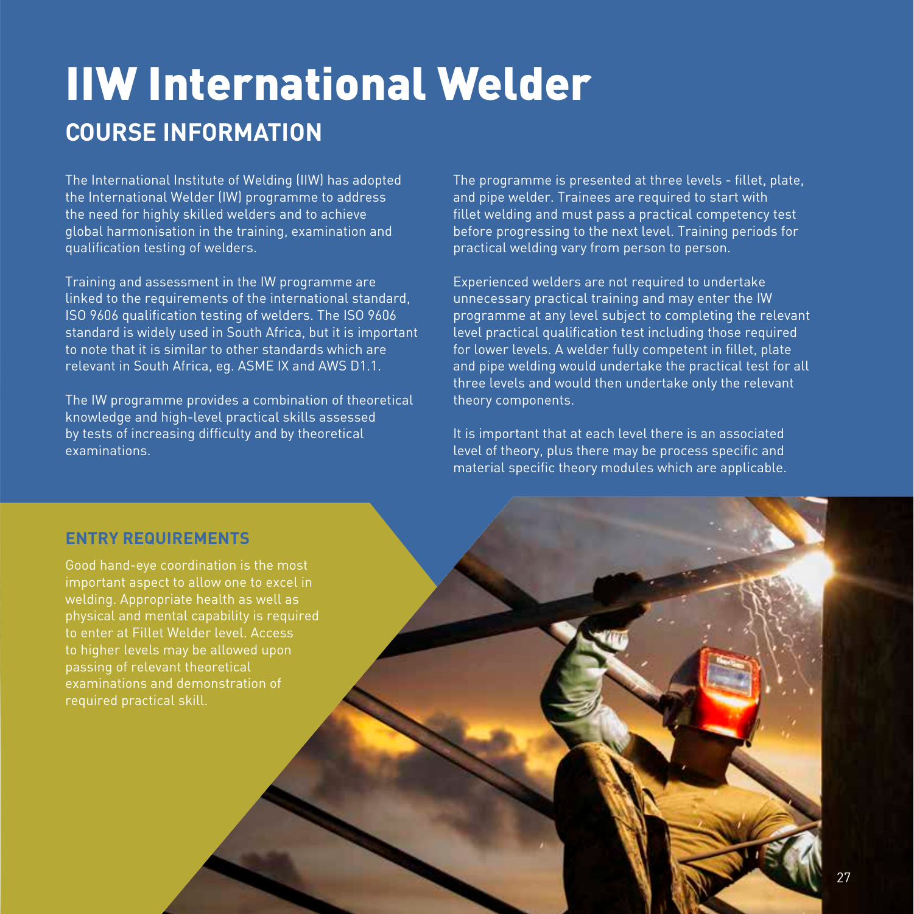# IIW International Welder

## COURSE INFORMATION

The International Institute of Welding (IIW) has adopted the International Welder (IW) programme to address the need for highly skilled welders and to achieve global harmonisation in the training, examination and qualification testing of welders.

Training and assessment in the IW programme are linked to the requirements of the international standard, ISO 9606 qualification testing of welders. The ISO 9606 standard is widely used in South Africa, but it is important to note that it is similar to other standards which are relevant in South Africa, eg. ASME IX and AWS D1.1.

The IW programme provides a combination of theoretical knowledge and high-level practical skills assessed by tests of increasing difficulty and by theoretical examinations.

The programme is presented at three levels - fillet, plate, and pipe welder. Trainees are required to start with fillet welding and must pass a practical competency test before progressing to the next level. Training periods for practical welding vary from person to person.

Experienced welders are not required to undertake unnecessary practical training and may enter the IW programme at any level subject to completing the relevant level practical qualification test including those required for lower levels. A welder fully competent in fillet, plate and pipe welding would undertake the practical test for all three levels and would then undertake only the relevant theory components.

It is important that at each level there is an associated level of theory, plus there may be process specific and material specific theory modules which are applicable.

### ENTRY REQUIREMENTS

Good hand-eye coordination is the most important aspect to allow one to excel in welding. Appropriate health as well as physical and mental capability is required to enter at Fillet Welder level. Access to higher levels may be allowed upon passing of relevant theoretical examinations and demonstration of required practical skill.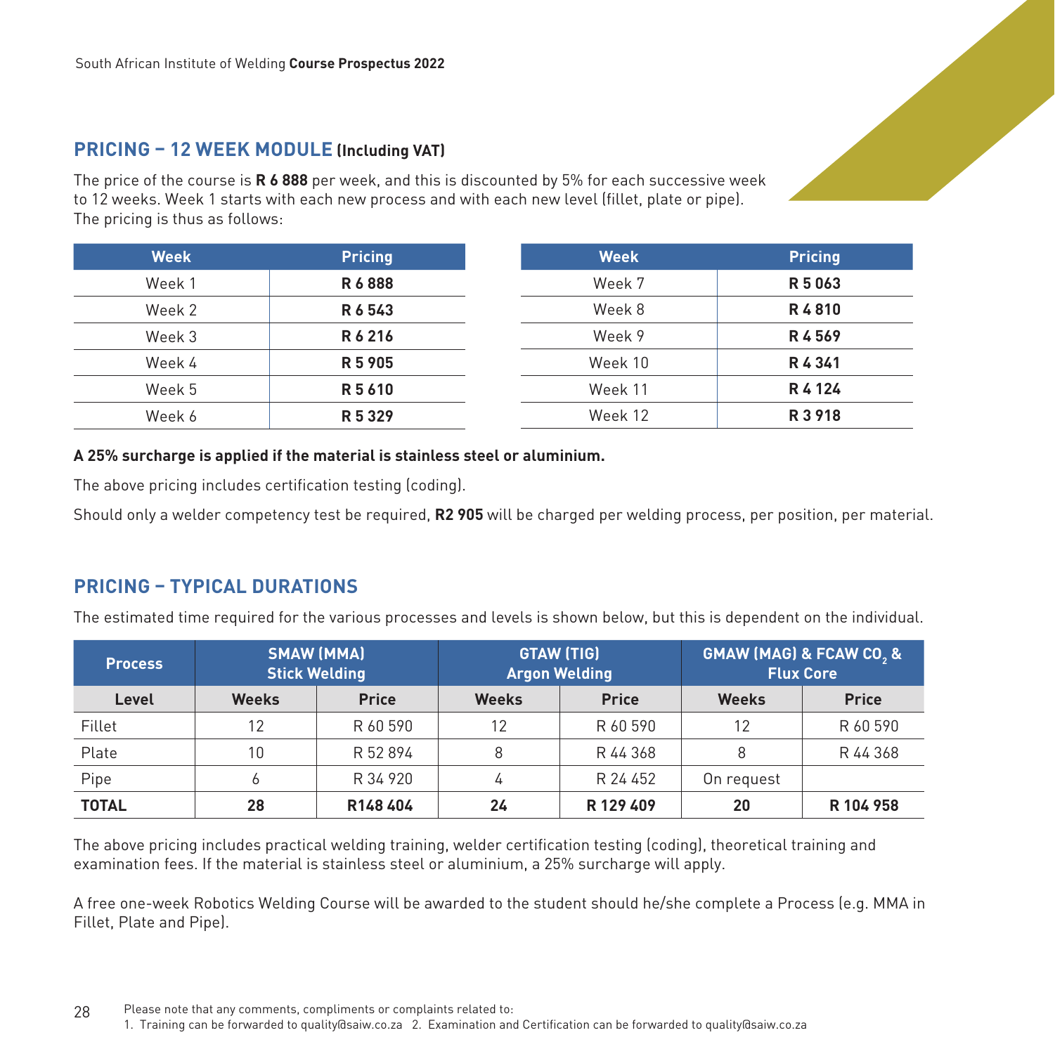## PRICING – 12 WEEK MODULE (Including VAT)

The price of the course is **R 6 888** per week, and this is discounted by 5% for each successive week to 12 weeks. Week 1 starts with each new process and with each new level (fillet, plate or pipe). The pricing is thus as follows:

| Week | Pricing |
|---|---|
| Week 1 | **R 6 888** |
| Week 2 | **R 6 543** |
| Week 3 | **R 6 216** |
| Week 4 | **R 5 905** |
| Week 5 | **R 5 610** |
| Week 6 | **R 5 329** |
| Week 7 | **R 5 063** |
| Week 8 | **R 4 810** |
| Week 9 | **R 4 569** |
| Week 10 | **R 4 341** |
| Week 11 | **R 4 124** |
| Week 12 | **R 3 918** |

**A 25% surcharge is applied if the material is stainless steel or aluminium.**

The above pricing includes certification testing (coding).

Should only a welder competency test be required, **R2 905** will be charged per welding process, per position, per material.

## PRICING – TYPICAL DURATIONS

The estimated time required for the various processes and levels is shown below, but this is dependent on the individual.

| Process | SMAW (MMA) Stick Welding | | GTAW (TIG) Argon Welding | | GMAW (MAG) & FCAW $CO_2$ & Flux Core | |
|---|---|---|---|---|---|---|
| Level | Weeks | Price | Weeks | Price | Weeks | Price |
| Fillet | 12 | R 60 590 | 12 | R 60 590 | 12 | R 60 590 |
| Plate | 10 | R 52 894 | 8 | R 44 368 | 8 | R 44 368 |
| Pipe | 6 | R 34 920 | 4 | R 24 452 | On request | |
| **TOTAL** | **28** | **R148 404** | **24** | **R 129 409** | **20** | **R 104 958** |

The above pricing includes practical welding training, welder certification testing (coding), theoretical training and examination fees. If the material is stainless steel or aluminium, a 25% surcharge will apply.

A free one-week Robotics Welding Course will be awarded to the student should he/she complete a Process (e.g. MMA in Fillet, Plate and Pipe).

Please note that any comments, compliments or complaints related to:
1. Training can be forwarded to quality@saiw.co.za 2. Examination and Certification can be forwarded to quality@saiw.co.za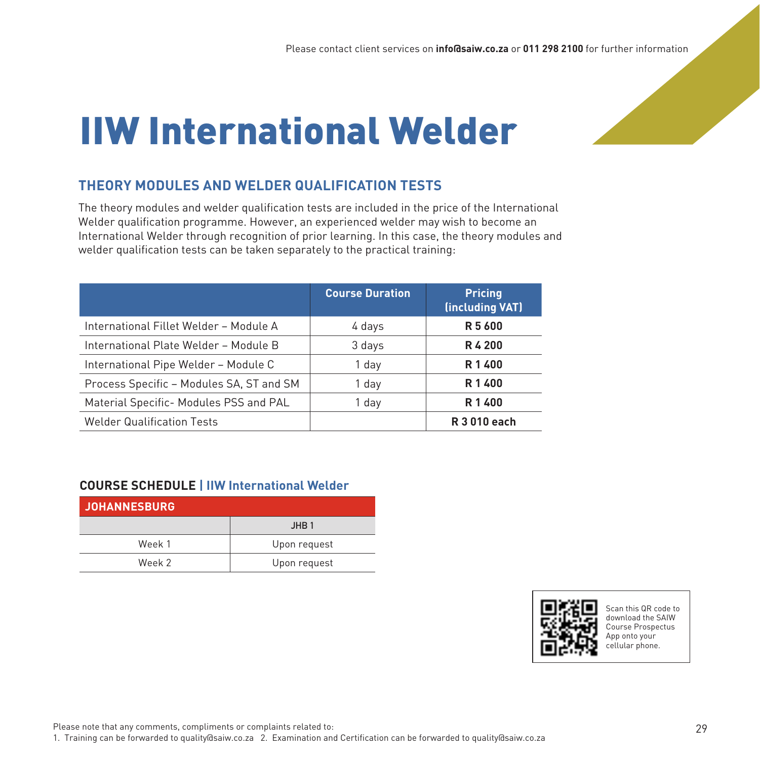Please contact client services on **info@saiw.co.za** or **011 298 2100** for further information

# IIW International Welder

## THEORY MODULES AND WELDER QUALIFICATION TESTS

The theory modules and welder qualification tests are included in the price of the International Welder qualification programme. However, an experienced welder may wish to become an International Welder through recognition of prior learning. In this case, the theory modules and welder qualification tests can be taken separately to the practical training:

| | Course Duration | Pricing (including VAT) |
|---|---|---|
| International Fillet Welder – Module A | 4 days | **R 5 600** |
| International Plate Welder – Module B | 3 days | **R 4 200** |
| International Pipe Welder – Module C | 1 day | **R 1 400** |
| Process Specific – Modules SA, ST and SM | 1 day | **R 1 400** |
| Material Specific- Modules PSS and PAL | 1 day | **R 1 400** |
| Welder Qualification Tests | | **R 3 010 each** |

### COURSE SCHEDULE | IIW International Welder

| JOHANNESBURG | |
|---|---|
| | JHB 1 |
| Week 1 | Upon request |
| Week 2 | Upon request |

Scan this QR code to download the SAIW Course Prospectus App onto your cellular phone.

Please note that any comments, compliments or complaints related to:
1. Training can be forwarded to quality@saiw.co.za 2. Examination and Certification can be forwarded to quality@saiw.co.za